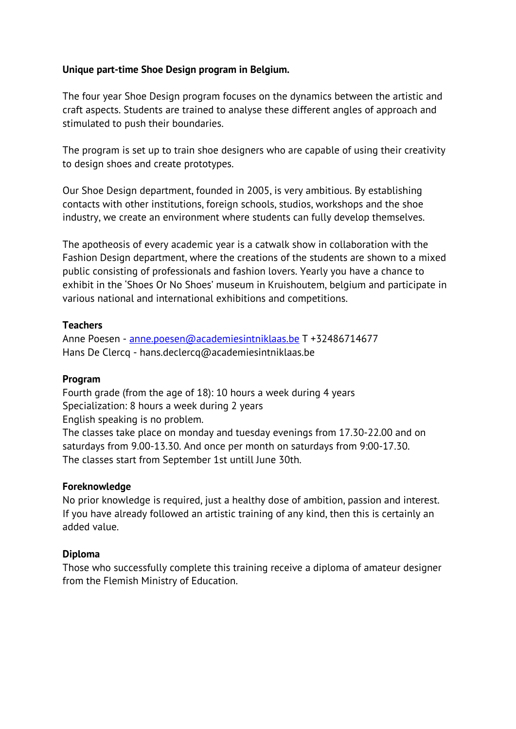**Unique part-time Shoe Design program in Belgium.**

The four year Shoe Design program focuses on the dynamics between the artistic and craft aspects. Students are trained to analyse these different angles of approach and stimulated to push their boundaries.

The program is set up to train shoe designers who are capable of using their creativity to design shoes and create prototypes.

Our Shoe Design department, founded in 2005, is very ambitious. By establishing contacts with other institutions, foreign schools, studios, workshops and the shoe industry, we create an environment where students can fully develop themselves.

The apotheosis of every academic year is a catwalk show in collaboration with the Fashion Design department, where the creations of the students are shown to a mixed public consisting of professionals and fashion lovers. Yearly you have a chance to exhibit in the 'Shoes Or No Shoes' museum in Kruishoutem, belgium and participate in various national and international exhibitions and competitions.

**Teachers**

Anne Poesen - anne.poesen@academiesintniklaas.be T +32486714677
Hans De Clercq - hans.declercq@academiesintniklaas.be

**Program**

Fourth grade (from the age of 18): 10 hours a week during 4 years
Specialization: 8 hours a week during 2 years
English speaking is no problem.
The classes take place on monday and tuesday evenings from 17.30-22.00 and on saturdays from 9.00-13.30. And once per month on saturdays from 9:00-17.30.
The classes start from September 1st untill June 30th.

**Foreknowledge**

No prior knowledge is required, just a healthy dose of ambition, passion and interest. If you have already followed an artistic training of any kind, then this is certainly an added value.

**Diploma**

Those who successfully complete this training receive a diploma of amateur designer from the Flemish Ministry of Education.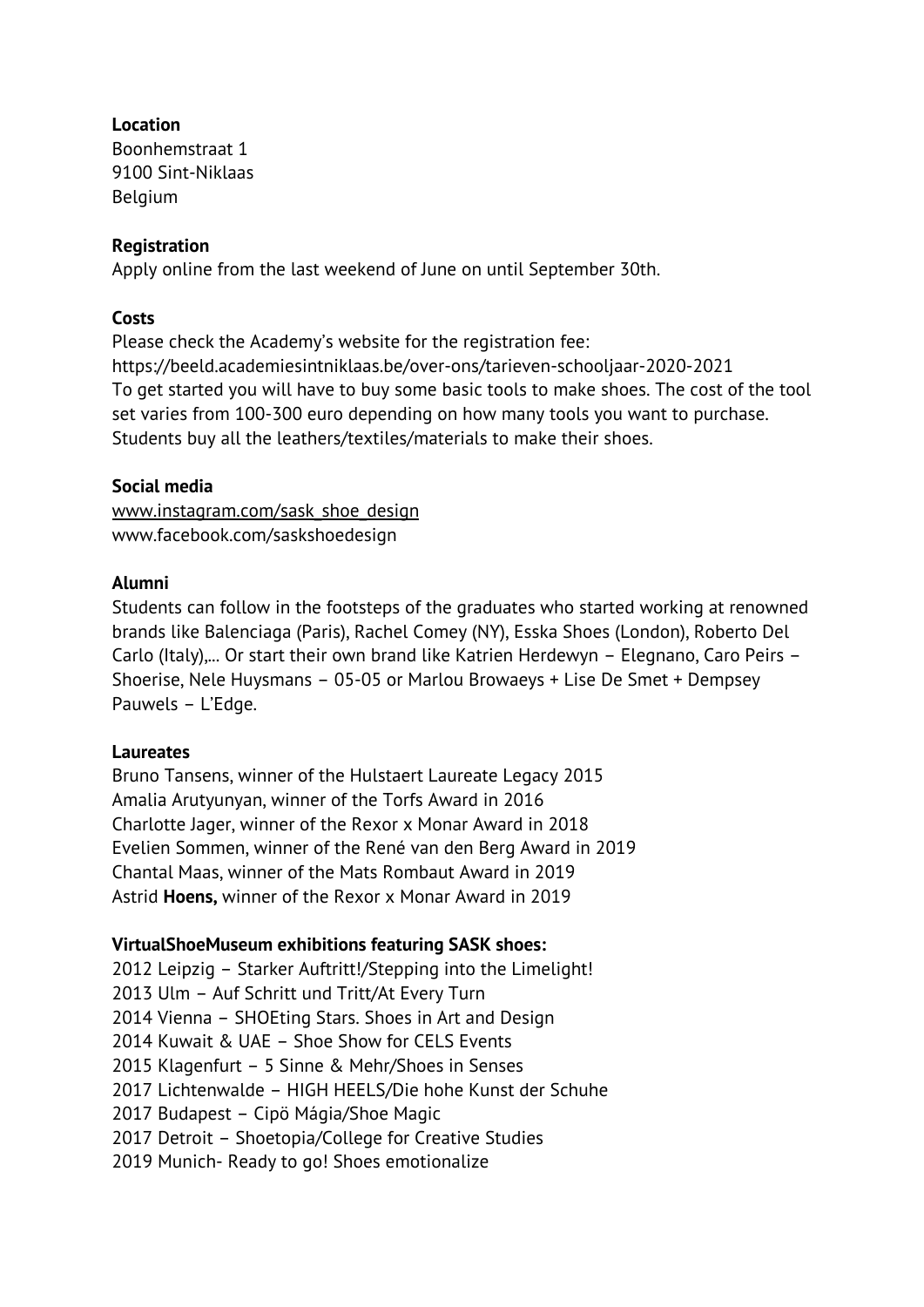**Location**
Boonhemstraat 1
9100 Sint-Niklaas
Belgium

**Registration**
Apply online from the last weekend of June on until September 30th.

**Costs**
Please check the Academy's website for the registration fee:
https://beeld.academiesintniklaas.be/over-ons/tarieven-schooljaar-2020-2021
To get started you will have to buy some basic tools to make shoes. The cost of the tool set varies from 100-300 euro depending on how many tools you want to purchase. Students buy all the leathers/textiles/materials to make their shoes.

**Social media**
www.instagram.com/sask_shoe_design
www.facebook.com/saskshoedesign

**Alumni**
Students can follow in the footsteps of the graduates who started working at renowned brands like Balenciaga (Paris), Rachel Comey (NY), Esska Shoes (London), Roberto Del Carlo (Italy),... Or start their own brand like Katrien Herdewyn – Elegnano, Caro Peirs – Shoerise, Nele Huysmans – 05-05 or Marlou Browaeys + Lise De Smet + Dempsey Pauwels – L'Edge.

**Laureates**
Bruno Tansens, winner of the Hulstaert Laureate Legacy 2015
Amalia Arutyunyan, winner of the Torfs Award in 2016
Charlotte Jager, winner of the Rexor x Monar Award in 2018
Evelien Sommen, winner of the René van den Berg Award in 2019
Chantal Maas, winner of the Mats Rombaut Award in 2019
Astrid **Hoens,** winner of the Rexor x Monar Award in 2019

**VirtualShoeMuseum exhibitions featuring SASK shoes:**
2012 Leipzig – Starker Auftritt!/Stepping into the Limelight!
2013 Ulm – Auf Schritt und Tritt/At Every Turn
2014 Vienna – SHOEting Stars. Shoes in Art and Design
2014 Kuwait & UAE – Shoe Show for CELS Events
2015 Klagenfurt – 5 Sinne & Mehr/Shoes in Senses
2017 Lichtenwalde – HIGH HEELS/Die hohe Kunst der Schuhe
2017 Budapest – Cipö Mágia/Shoe Magic
2017 Detroit – Shoetopia/College for Creative Studies
2019 Munich- Ready to go! Shoes emotionalize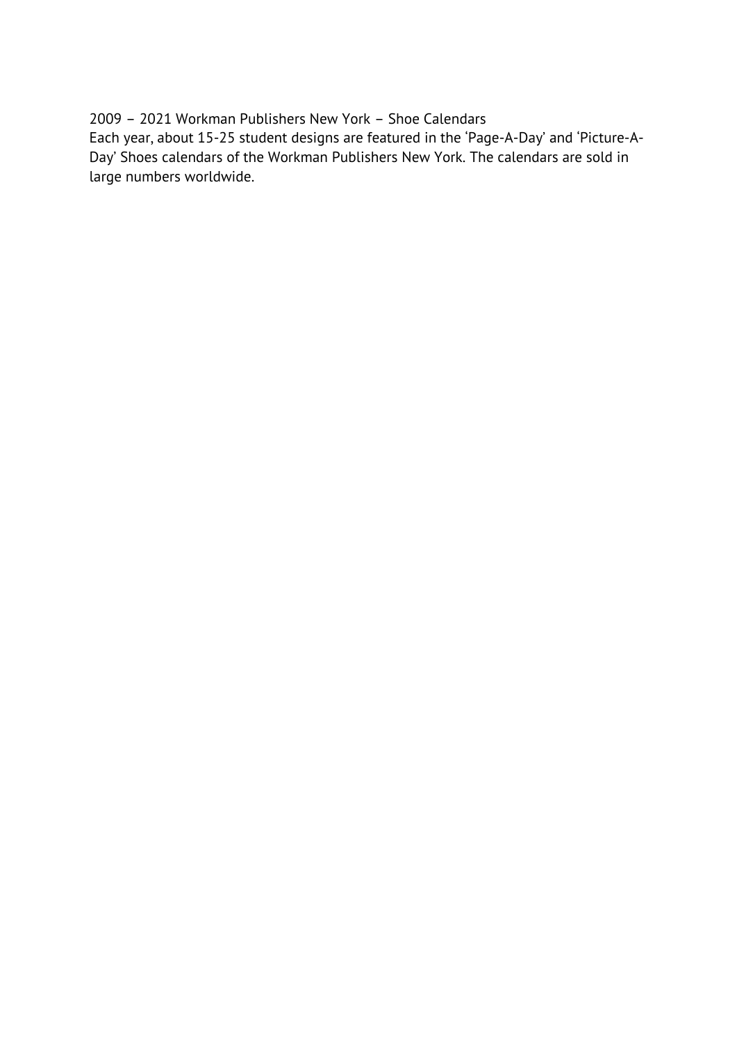2009 – 2021 Workman Publishers New York – Shoe Calendars

Each year, about 15-25 student designs are featured in the 'Page-A-Day' and 'Picture-A-Day' Shoes calendars of the Workman Publishers New York. The calendars are sold in large numbers worldwide.